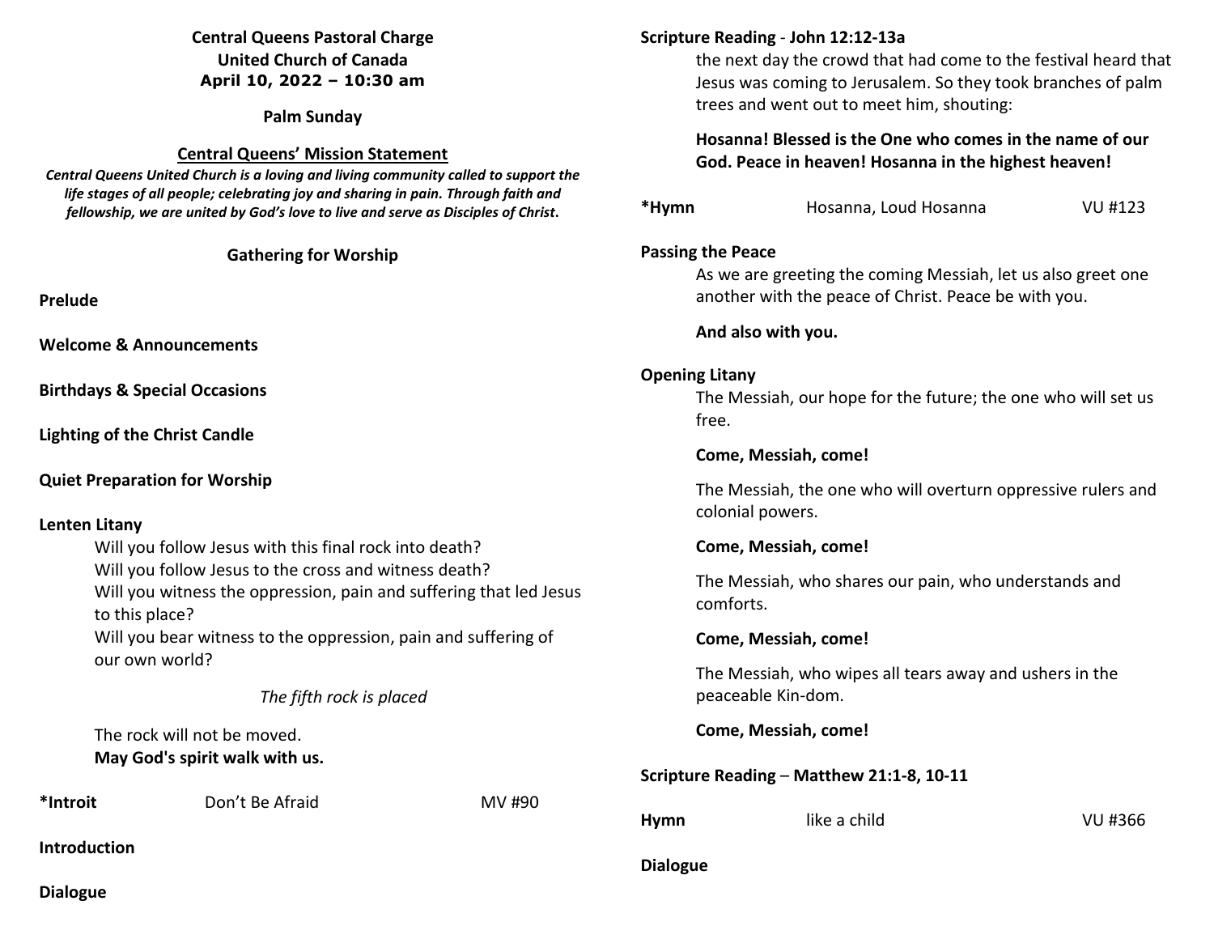**Central Queens Pastoral Charge**
**United Church of Canada**
**April 10, 2022 – 10:30 am**

**Palm Sunday**

**Central Queens' Mission Statement**

***Central Queens United Church is a loving and living community called to support the life stages of all people; celebrating joy and sharing in pain. Through faith and fellowship, we are united by God's love to live and serve as Disciples of Christ.***

**Gathering for Worship**

**Prelude**

**Welcome & Announcements**

**Birthdays & Special Occasions**

**Lighting of the Christ Candle**

**Quiet Preparation for Worship**

**Lenten Litany**

Will you follow Jesus with this final rock into death?
Will you follow Jesus to the cross and witness death?
Will you witness the oppression, pain and suffering that led Jesus to this place?
Will you bear witness to the oppression, pain and suffering of our own world?

*The fifth rock is placed*

The rock will not be moved.
**May God's spirit walk with us.**

**\*Introit** Don't Be Afraid MV #90

**Introduction**

**Dialogue**

**Scripture Reading - John 12:12-13a**

the next day the crowd that had come to the festival heard that Jesus was coming to Jerusalem. So they took branches of palm trees and went out to meet him, shouting:

**Hosanna! Blessed is the One who comes in the name of our God. Peace in heaven! Hosanna in the highest heaven!**

**\*Hymn** Hosanna, Loud Hosanna VU #123

**Passing the Peace**

As we are greeting the coming Messiah, let us also greet one another with the peace of Christ. Peace be with you.

**And also with you.**

**Opening Litany**

The Messiah, our hope for the future; the one who will set us free.

**Come, Messiah, come!**

The Messiah, the one who will overturn oppressive rulers and colonial powers.

**Come, Messiah, come!**

The Messiah, who shares our pain, who understands and comforts.

**Come, Messiah, come!**

The Messiah, who wipes all tears away and ushers in the peaceable Kin-dom.

**Come, Messiah, come!**

**Scripture Reading – Matthew 21:1-8, 10-11**

**Hymn** like a child VU #366

**Dialogue**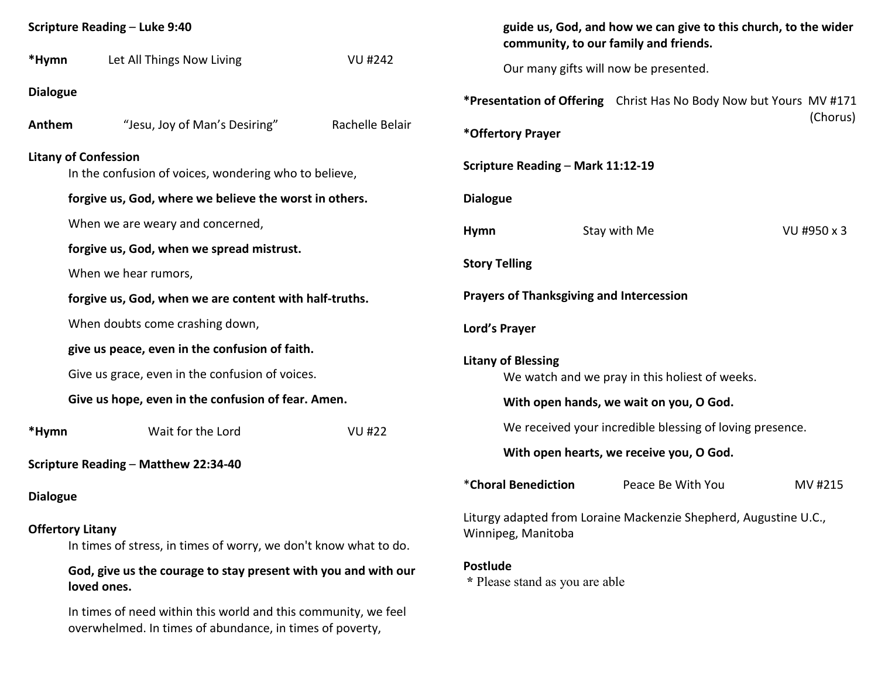**Scripture Reading** – **Luke 9:40**

***Hymn** Let All Things Now Living VU #242

**Dialogue**

**Anthem** "Jesu, Joy of Man's Desiring" Rachelle Belair

**Litany of Confession**

In the confusion of voices, wondering who to believe,

**forgive us, God, where we believe the worst in others.**

When we are weary and concerned,

**forgive us, God, when we spread mistrust.**

When we hear rumors,

**forgive us, God, when we are content with half-truths.**

When doubts come crashing down,

**give us peace, even in the confusion of faith.**

Give us grace, even in the confusion of voices.

**Give us hope, even in the confusion of fear. Amen.**

***Hymn** Wait for the Lord VU #22

**Scripture Reading** – **Matthew 22:34-40**

**Dialogue**

**Offertory Litany**

In times of stress, in times of worry, we don't know what to do.

**God, give us the courage to stay present with you and with our loved ones.**

In times of need within this world and this community, we feel overwhelmed. In times of abundance, in times of poverty,

**guide us, God, and how we can give to this church, to the wider community, to our family and friends.**

Our many gifts will now be presented.

***Presentation of Offering** Christ Has No Body Now but Yours MV #171 (Chorus)

***Offertory Prayer**

**Scripture Reading** – **Mark 11:12-19**

**Dialogue**

**Hymn** Stay with Me VU #950 x 3

**Story Telling**

**Prayers of Thanksgiving and Intercession**

**Lord's Prayer**

**Litany of Blessing**

We watch and we pray in this holiest of weeks.

**With open hands, we wait on you, O God.**

We received your incredible blessing of loving presence.

**With open hearts, we receive you, O God.**

***Choral Benediction** Peace Be With You MV #215

Liturgy adapted from Loraine Mackenzie Shepherd, Augustine U.C., Winnipeg, Manitoba

**Postlude**

**\*** Please stand as you are able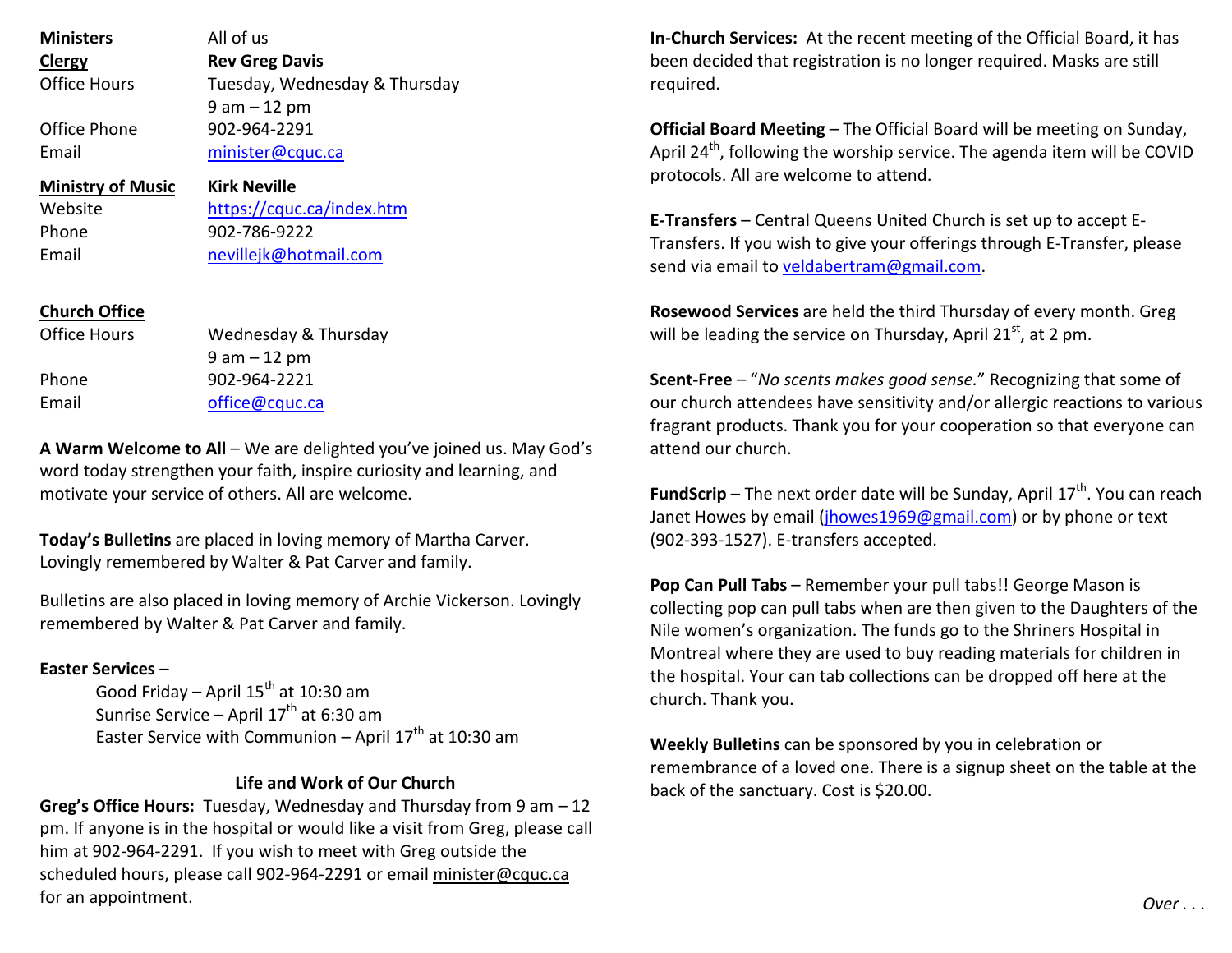| | |
|---|---|
| **Ministers** | All of us |
| **Clergy** | **Rev Greg Davis** |
| Office Hours | Tuesday, Wednesday & Thursday 9 am – 12 pm |
| Office Phone | 902-964-2291 |
| Email | minister@cquc.ca |
| **Ministry of Music** | **Kirk Neville** |
| Website | https://cquc.ca/index.htm |
| Phone | 902-786-9222 |
| Email | nevillejk@hotmail.com |

**Church Office**

| | |
|---|---|
| Office Hours | Wednesday & Thursday 9 am – 12 pm |
| Phone | 902-964-2221 |
| Email | office@cquc.ca |

**A Warm Welcome to All** – We are delighted you've joined us. May God's word today strengthen your faith, inspire curiosity and learning, and motivate your service of others. All are welcome.

**Today's Bulletins** are placed in loving memory of Martha Carver. Lovingly remembered by Walter & Pat Carver and family.

Bulletins are also placed in loving memory of Archie Vickerson. Lovingly remembered by Walter & Pat Carver and family.

**Easter Services** –

Good Friday – April 15th at 10:30 am
Sunrise Service – April 17th at 6:30 am
Easter Service with Communion – April 17th at 10:30 am

**Life and Work of Our Church**

**Greg's Office Hours:** Tuesday, Wednesday and Thursday from 9 am – 12 pm. If anyone is in the hospital or would like a visit from Greg, please call him at 902-964-2291. If you wish to meet with Greg outside the scheduled hours, please call 902-964-2291 or email minister@cquc.ca for an appointment.

**In-Church Services:** At the recent meeting of the Official Board, it has been decided that registration is no longer required. Masks are still required.

**Official Board Meeting** – The Official Board will be meeting on Sunday, April 24th, following the worship service. The agenda item will be COVID protocols. All are welcome to attend.

**E-Transfers** – Central Queens United Church is set up to accept E-Transfers. If you wish to give your offerings through E-Transfer, please send via email to veldabertram@gmail.com.

**Rosewood Services** are held the third Thursday of every month. Greg will be leading the service on Thursday, April 21st, at 2 pm.

**Scent-Free** – "*No scents makes good sense.*" Recognizing that some of our church attendees have sensitivity and/or allergic reactions to various fragrant products. Thank you for your cooperation so that everyone can attend our church.

**FundScrip** – The next order date will be Sunday, April 17th. You can reach Janet Howes by email (jhowes1969@gmail.com) or by phone or text (902-393-1527). E-transfers accepted.

**Pop Can Pull Tabs** – Remember your pull tabs!! George Mason is collecting pop can pull tabs when are then given to the Daughters of the Nile women's organization. The funds go to the Shriners Hospital in Montreal where they are used to buy reading materials for children in the hospital. Your can tab collections can be dropped off here at the church. Thank you.

**Weekly Bulletins** can be sponsored by you in celebration or remembrance of a loved one. There is a signup sheet on the table at the back of the sanctuary. Cost is $20.00.

*Over . . .*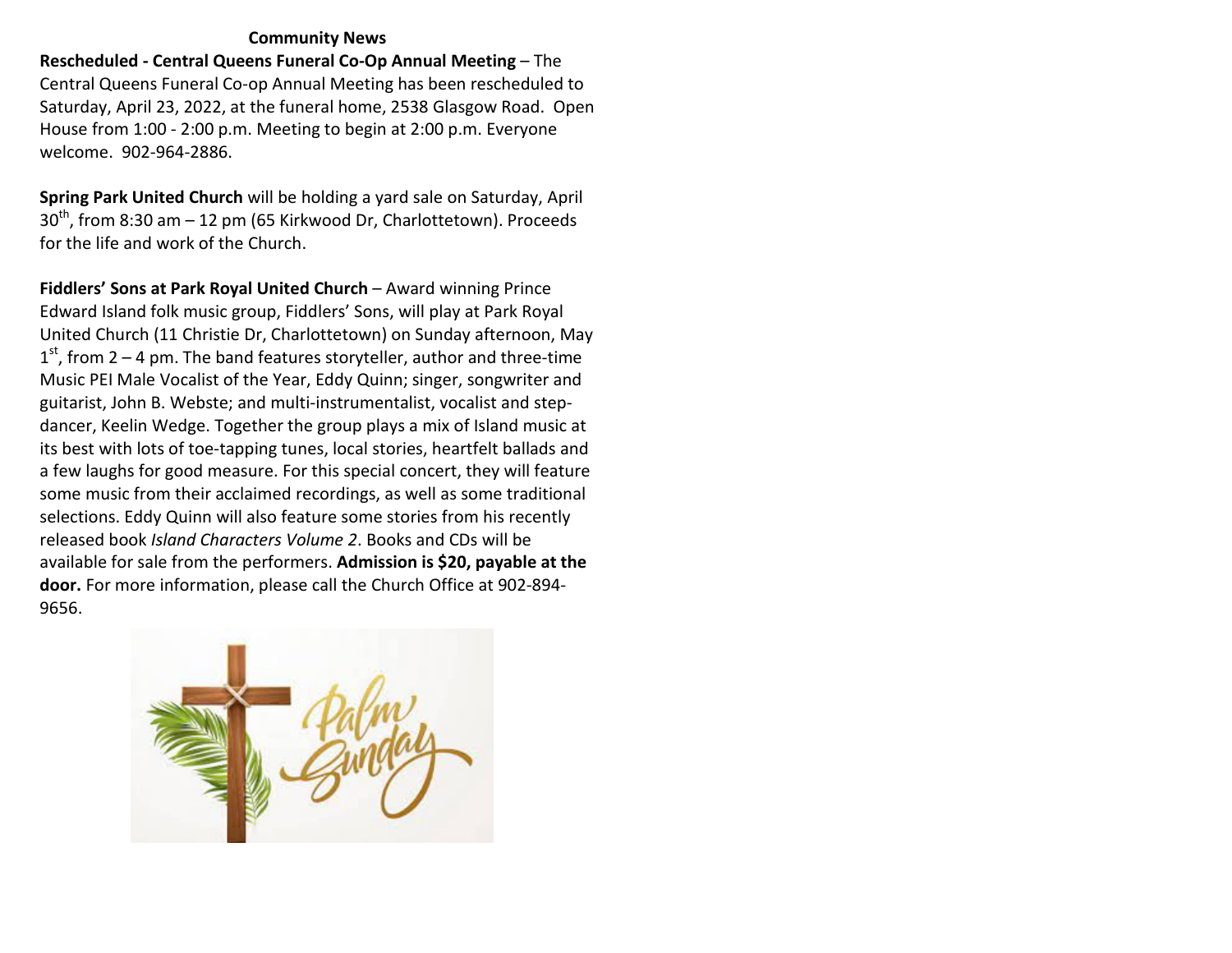**Community News**

**Rescheduled - Central Queens Funeral Co-Op Annual Meeting** – The Central Queens Funeral Co-op Annual Meeting has been rescheduled to Saturday, April 23, 2022, at the funeral home, 2538 Glasgow Road. Open House from 1:00 - 2:00 p.m. Meeting to begin at 2:00 p.m. Everyone welcome. 902-964-2886.

**Spring Park United Church** will be holding a yard sale on Saturday, April 30th, from 8:30 am – 12 pm (65 Kirkwood Dr, Charlottetown). Proceeds for the life and work of the Church.

**Fiddlers' Sons at Park Royal United Church** – Award winning Prince Edward Island folk music group, Fiddlers' Sons, will play at Park Royal United Church (11 Christie Dr, Charlottetown) on Sunday afternoon, May 1st, from 2 – 4 pm. The band features storyteller, author and three-time Music PEI Male Vocalist of the Year, Eddy Quinn; singer, songwriter and guitarist, John B. Webste; and multi-instrumentalist, vocalist and step-dancer, Keelin Wedge. Together the group plays a mix of Island music at its best with lots of toe-tapping tunes, local stories, heartfelt ballads and a few laughs for good measure. For this special concert, they will feature some music from their acclaimed recordings, as well as some traditional selections. Eddy Quinn will also feature some stories from his recently released book *Island Characters Volume 2*. Books and CDs will be available for sale from the performers. **Admission is $20, payable at the door.** For more information, please call the Church Office at 902-894-9656.